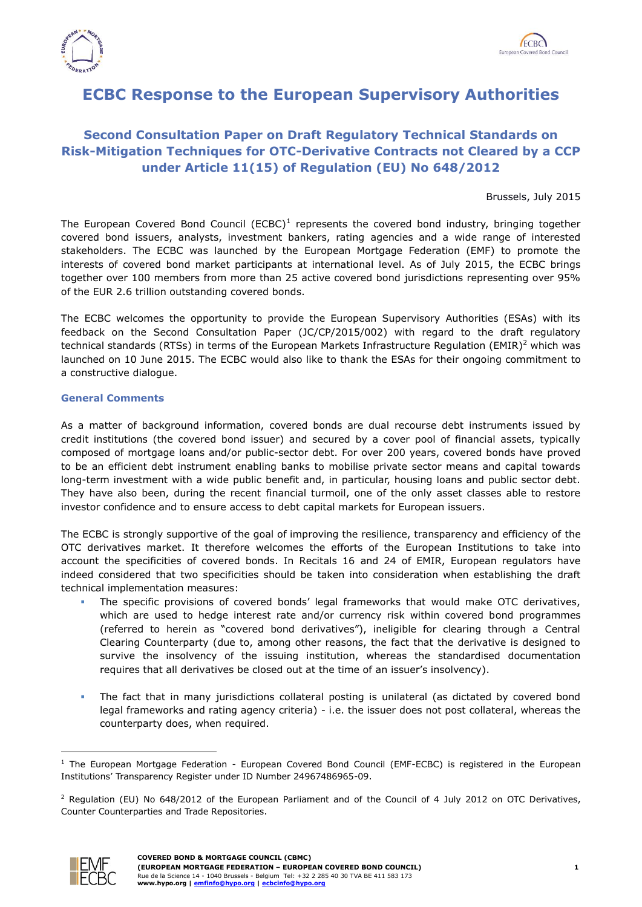# ECBC Response to the European Supervisory Authorities

## Second Consultation Paper on Draft Regulatory Technical Standards on Risk-Mitigation Techniques for OTC-Derivative Contracts not Cleared by a CCP under Article 11(15) of Regulation (EU) No 648/2012

Brussels, July 2015

The European Covered Bond Council (ECBC)[1] represents the covered bond industry, bringing together covered bond issuers, analysts, investment bankers, rating agencies and a wide range of interested stakeholders. The ECBC was launched by the European Mortgage Federation (EMF) to promote the interests of covered bond market participants at international level. As of July 2015, the ECBC brings together over 100 members from more than 25 active covered bond jurisdictions representing over 95% of the EUR 2.6 trillion outstanding covered bonds.

The ECBC welcomes the opportunity to provide the European Supervisory Authorities (ESAs) with its feedback on the Second Consultation Paper (JC/CP/2015/002) with regard to the draft regulatory technical standards (RTSs) in terms of the European Markets Infrastructure Regulation (EMIR)[2] which was launched on 10 June 2015. The ECBC would also like to thank the ESAs for their ongoing commitment to a constructive dialogue.

### General Comments

As a matter of background information, covered bonds are dual recourse debt instruments issued by credit institutions (the covered bond issuer) and secured by a cover pool of financial assets, typically composed of mortgage loans and/or public-sector debt. For over 200 years, covered bonds have proved to be an efficient debt instrument enabling banks to mobilise private sector means and capital towards long-term investment with a wide public benefit and, in particular, housing loans and public sector debt. They have also been, during the recent financial turmoil, one of the only asset classes able to restore investor confidence and to ensure access to debt capital markets for European issuers.

The ECBC is strongly supportive of the goal of improving the resilience, transparency and efficiency of the OTC derivatives market. It therefore welcomes the efforts of the European Institutions to take into account the specificities of covered bonds. In Recitals 16 and 24 of EMIR, European regulators have indeed considered that two specificities should be taken into consideration when establishing the draft technical implementation measures:

- The specific provisions of covered bonds' legal frameworks that would make OTC derivatives, which are used to hedge interest rate and/or currency risk within covered bond programmes (referred to herein as "covered bond derivatives"), ineligible for clearing through a Central Clearing Counterparty (due to, among other reasons, the fact that the derivative is designed to survive the insolvency of the issuing institution, whereas the standardised documentation requires that all derivatives be closed out at the time of an issuer's insolvency).

- The fact that in many jurisdictions collateral posting is unilateral (as dictated by covered bond legal frameworks and rating agency criteria) - i.e. the issuer does not post collateral, whereas the counterparty does, when required.

[1] The European Mortgage Federation - European Covered Bond Council (EMF-ECBC) is registered in the European Institutions' Transparency Register under ID Number 24967486965-09.

[2] Regulation (EU) No 648/2012 of the European Parliament and of the Council of 4 July 2012 on OTC Derivatives, Counter Counterparties and Trade Repositories.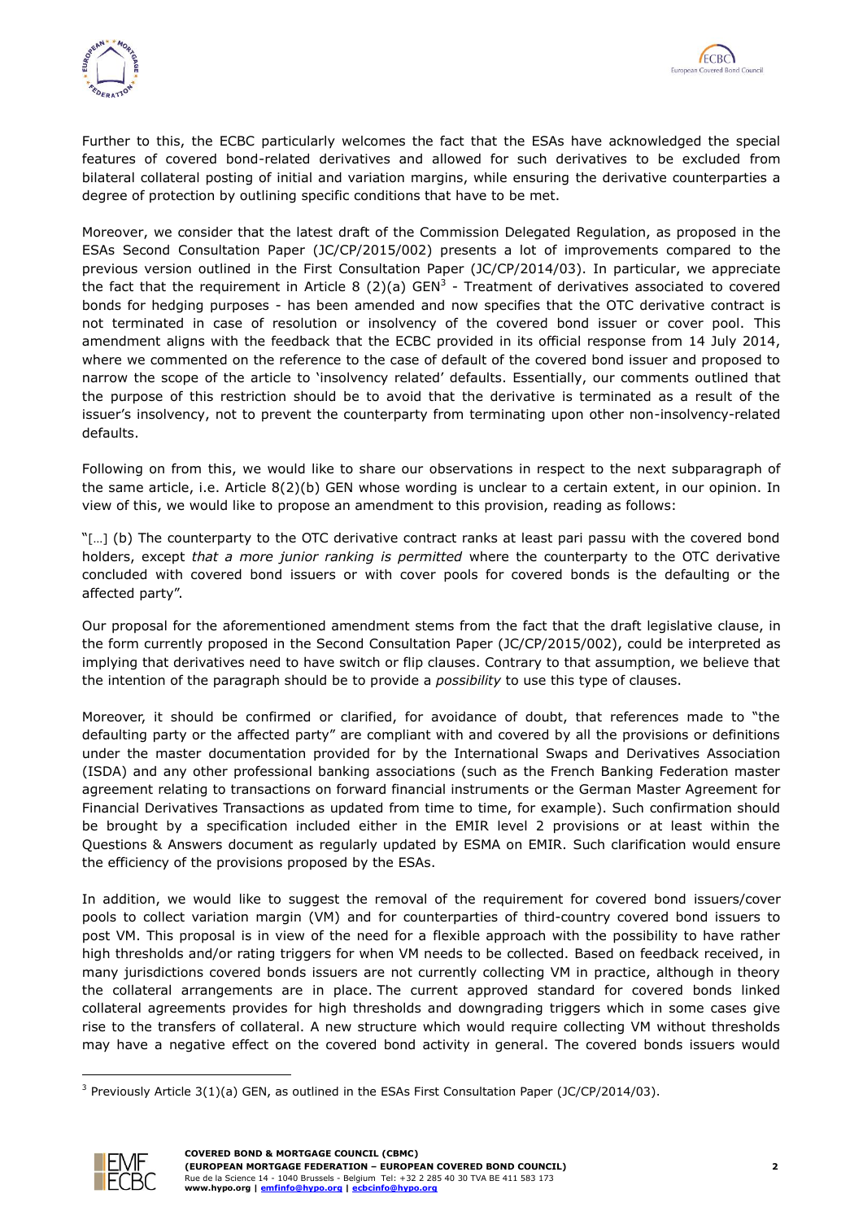Further to this, the ECBC particularly welcomes the fact that the ESAs have acknowledged the special features of covered bond-related derivatives and allowed for such derivatives to be excluded from bilateral collateral posting of initial and variation margins, while ensuring the derivative counterparties a degree of protection by outlining specific conditions that have to be met.

Moreover, we consider that the latest draft of the Commission Delegated Regulation, as proposed in the ESAs Second Consultation Paper (JC/CP/2015/002) presents a lot of improvements compared to the previous version outlined in the First Consultation Paper (JC/CP/2014/03). In particular, we appreciate the fact that the requirement in Article 8 (2)(a) GEN[3] - Treatment of derivatives associated to covered bonds for hedging purposes - has been amended and now specifies that the OTC derivative contract is not terminated in case of resolution or insolvency of the covered bond issuer or cover pool. This amendment aligns with the feedback that the ECBC provided in its official response from 14 July 2014, where we commented on the reference to the case of default of the covered bond issuer and proposed to narrow the scope of the article to 'insolvency related' defaults. Essentially, our comments outlined that the purpose of this restriction should be to avoid that the derivative is terminated as a result of the issuer's insolvency, not to prevent the counterparty from terminating upon other non-insolvency-related defaults.

Following on from this, we would like to share our observations in respect to the next subparagraph of the same article, i.e. Article 8(2)(b) GEN whose wording is unclear to a certain extent, in our opinion. In view of this, we would like to propose an amendment to this provision, reading as follows:

"[…] (b) The counterparty to the OTC derivative contract ranks at least pari passu with the covered bond holders, except *that a more junior ranking is permitted* where the counterparty to the OTC derivative concluded with covered bond issuers or with cover pools for covered bonds is the defaulting or the affected party".

Our proposal for the aforementioned amendment stems from the fact that the draft legislative clause, in the form currently proposed in the Second Consultation Paper (JC/CP/2015/002), could be interpreted as implying that derivatives need to have switch or flip clauses. Contrary to that assumption, we believe that the intention of the paragraph should be to provide a *possibility* to use this type of clauses.

Moreover, it should be confirmed or clarified, for avoidance of doubt, that references made to "the defaulting party or the affected party" are compliant with and covered by all the provisions or definitions under the master documentation provided for by the International Swaps and Derivatives Association (ISDA) and any other professional banking associations (such as the French Banking Federation master agreement relating to transactions on forward financial instruments or the German Master Agreement for Financial Derivatives Transactions as updated from time to time, for example). Such confirmation should be brought by a specification included either in the EMIR level 2 provisions or at least within the Questions & Answers document as regularly updated by ESMA on EMIR. Such clarification would ensure the efficiency of the provisions proposed by the ESAs.

In addition, we would like to suggest the removal of the requirement for covered bond issuers/cover pools to collect variation margin (VM) and for counterparties of third-country covered bond issuers to post VM. This proposal is in view of the need for a flexible approach with the possibility to have rather high thresholds and/or rating triggers for when VM needs to be collected. Based on feedback received, in many jurisdictions covered bonds issuers are not currently collecting VM in practice, although in theory the collateral arrangements are in place. The current approved standard for covered bonds linked collateral agreements provides for high thresholds and downgrading triggers which in some cases give rise to the transfers of collateral. A new structure which would require collecting VM without thresholds may have a negative effect on the covered bond activity in general. The covered bonds issuers would

[3] Previously Article 3(1)(a) GEN, as outlined in the ESAs First Consultation Paper (JC/CP/2014/03).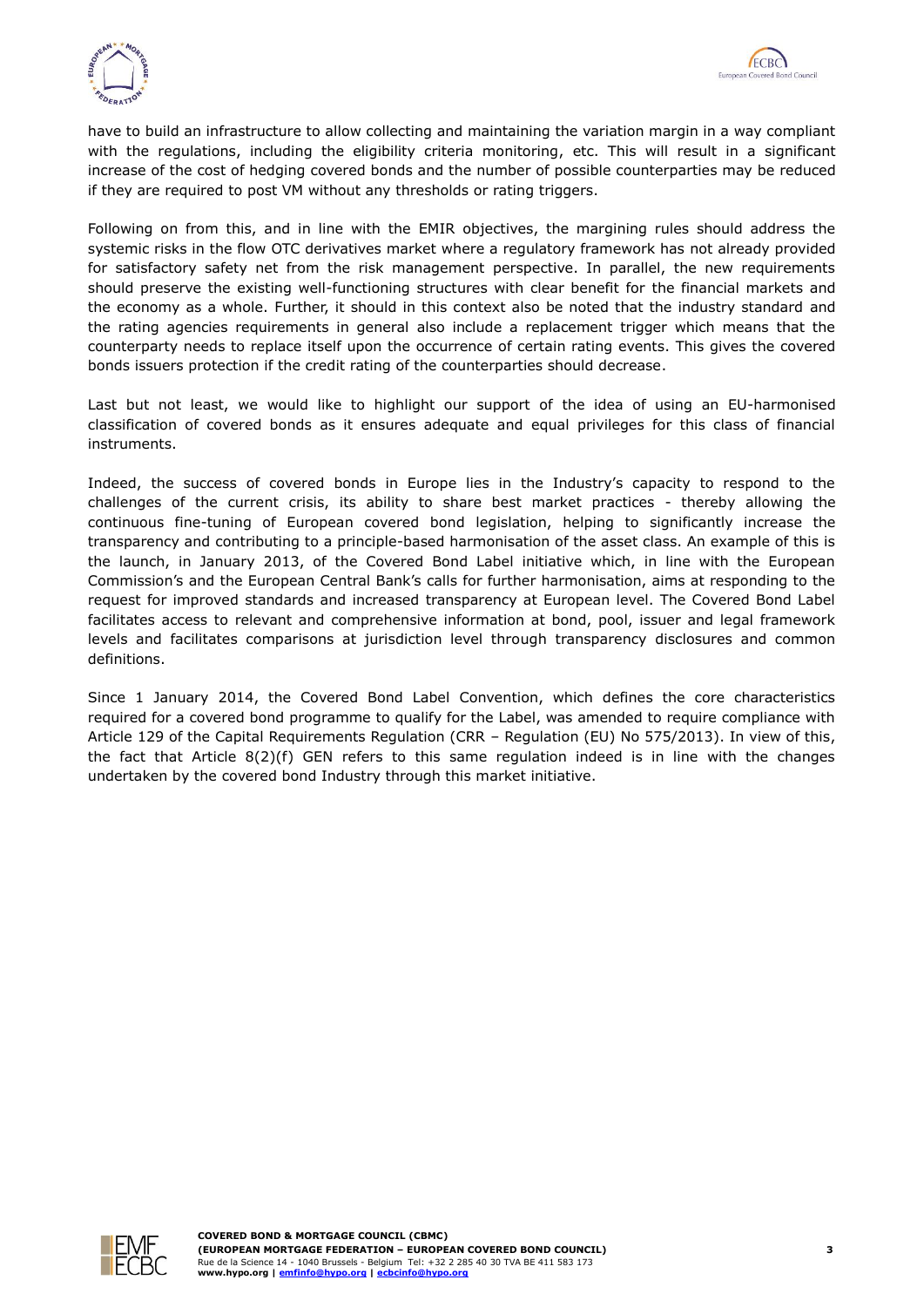have to build an infrastructure to allow collecting and maintaining the variation margin in a way compliant with the regulations, including the eligibility criteria monitoring, etc. This will result in a significant increase of the cost of hedging covered bonds and the number of possible counterparties may be reduced if they are required to post VM without any thresholds or rating triggers.

Following on from this, and in line with the EMIR objectives, the margining rules should address the systemic risks in the flow OTC derivatives market where a regulatory framework has not already provided for satisfactory safety net from the risk management perspective. In parallel, the new requirements should preserve the existing well-functioning structures with clear benefit for the financial markets and the economy as a whole. Further, it should in this context also be noted that the industry standard and the rating agencies requirements in general also include a replacement trigger which means that the counterparty needs to replace itself upon the occurrence of certain rating events. This gives the covered bonds issuers protection if the credit rating of the counterparties should decrease.

Last but not least, we would like to highlight our support of the idea of using an EU-harmonised classification of covered bonds as it ensures adequate and equal privileges for this class of financial instruments.

Indeed, the success of covered bonds in Europe lies in the Industry's capacity to respond to the challenges of the current crisis, its ability to share best market practices - thereby allowing the continuous fine-tuning of European covered bond legislation, helping to significantly increase the transparency and contributing to a principle-based harmonisation of the asset class. An example of this is the launch, in January 2013, of the Covered Bond Label initiative which, in line with the European Commission's and the European Central Bank's calls for further harmonisation, aims at responding to the request for improved standards and increased transparency at European level. The Covered Bond Label facilitates access to relevant and comprehensive information at bond, pool, issuer and legal framework levels and facilitates comparisons at jurisdiction level through transparency disclosures and common definitions.

Since 1 January 2014, the Covered Bond Label Convention, which defines the core characteristics required for a covered bond programme to qualify for the Label, was amended to require compliance with Article 129 of the Capital Requirements Regulation (CRR – Regulation (EU) No 575/2013). In view of this, the fact that Article 8(2)(f) GEN refers to this same regulation indeed is in line with the changes undertaken by the covered bond Industry through this market initiative.